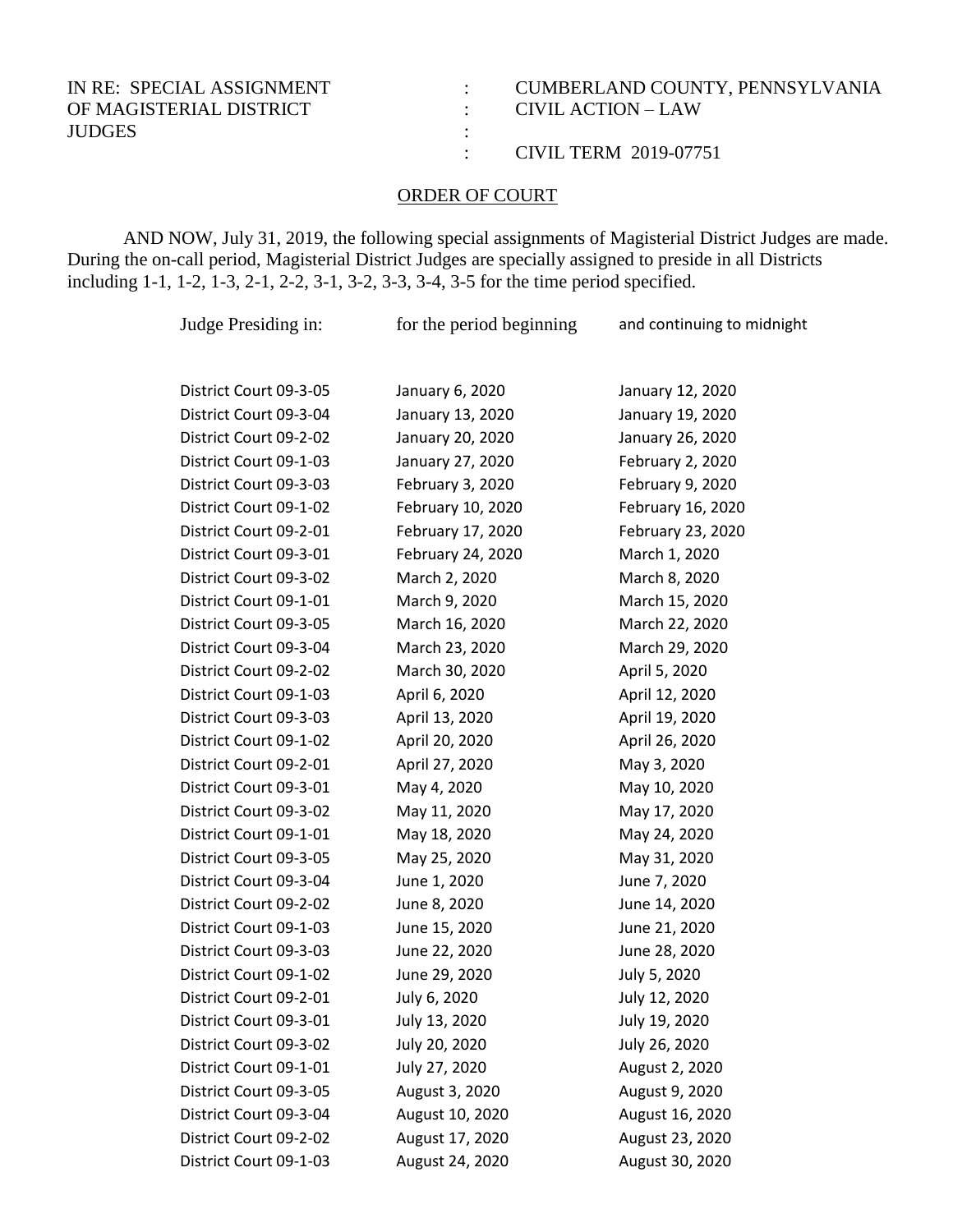| IN RE: SPECIAL ASSIGNMENT OF MAGISTERIAL DISTRICT JUDGES | : | CUMBERLAND COUNTY, PENNSYLVANIA CIVIL ACTION – LAW |
| --- | --- | --- |
| | : | CIVIL TERM 2019-07751 |

## ORDER OF COURT

AND NOW, July 31, 2019, the following special assignments of Magisterial District Judges are made. During the on-call period, Magisterial District Judges are specially assigned to preside in all Districts including 1-1, 1-2, 1-3, 2-1, 2-2, 3-1, 3-2, 3-3, 3-4, 3-5 for the time period specified.

| Judge Presiding in: | for the period beginning | and continuing to midnight |
| --- | --- | --- |
| District Court 09-3-05 | January 6, 2020 | January 12, 2020 |
| District Court 09-3-04 | January 13, 2020 | January 19, 2020 |
| District Court 09-2-02 | January 20, 2020 | January 26, 2020 |
| District Court 09-1-03 | January 27, 2020 | February 2, 2020 |
| District Court 09-3-03 | February 3, 2020 | February 9, 2020 |
| District Court 09-1-02 | February 10, 2020 | February 16, 2020 |
| District Court 09-2-01 | February 17, 2020 | February 23, 2020 |
| District Court 09-3-01 | February 24, 2020 | March 1, 2020 |
| District Court 09-3-02 | March 2, 2020 | March 8, 2020 |
| District Court 09-1-01 | March 9, 2020 | March 15, 2020 |
| District Court 09-3-05 | March 16, 2020 | March 22, 2020 |
| District Court 09-3-04 | March 23, 2020 | March 29, 2020 |
| District Court 09-2-02 | March 30, 2020 | April 5, 2020 |
| District Court 09-1-03 | April 6, 2020 | April 12, 2020 |
| District Court 09-3-03 | April 13, 2020 | April 19, 2020 |
| District Court 09-1-02 | April 20, 2020 | April 26, 2020 |
| District Court 09-2-01 | April 27, 2020 | May 3, 2020 |
| District Court 09-3-01 | May 4, 2020 | May 10, 2020 |
| District Court 09-3-02 | May 11, 2020 | May 17, 2020 |
| District Court 09-1-01 | May 18, 2020 | May 24, 2020 |
| District Court 09-3-05 | May 25, 2020 | May 31, 2020 |
| District Court 09-3-04 | June 1, 2020 | June 7, 2020 |
| District Court 09-2-02 | June 8, 2020 | June 14, 2020 |
| District Court 09-1-03 | June 15, 2020 | June 21, 2020 |
| District Court 09-3-03 | June 22, 2020 | June 28, 2020 |
| District Court 09-1-02 | June 29, 2020 | July 5, 2020 |
| District Court 09-2-01 | July 6, 2020 | July 12, 2020 |
| District Court 09-3-01 | July 13, 2020 | July 19, 2020 |
| District Court 09-3-02 | July 20, 2020 | July 26, 2020 |
| District Court 09-1-01 | July 27, 2020 | August 2, 2020 |
| District Court 09-3-05 | August 3, 2020 | August 9, 2020 |
| District Court 09-3-04 | August 10, 2020 | August 16, 2020 |
| District Court 09-2-02 | August 17, 2020 | August 23, 2020 |
| District Court 09-1-03 | August 24, 2020 | August 30, 2020 |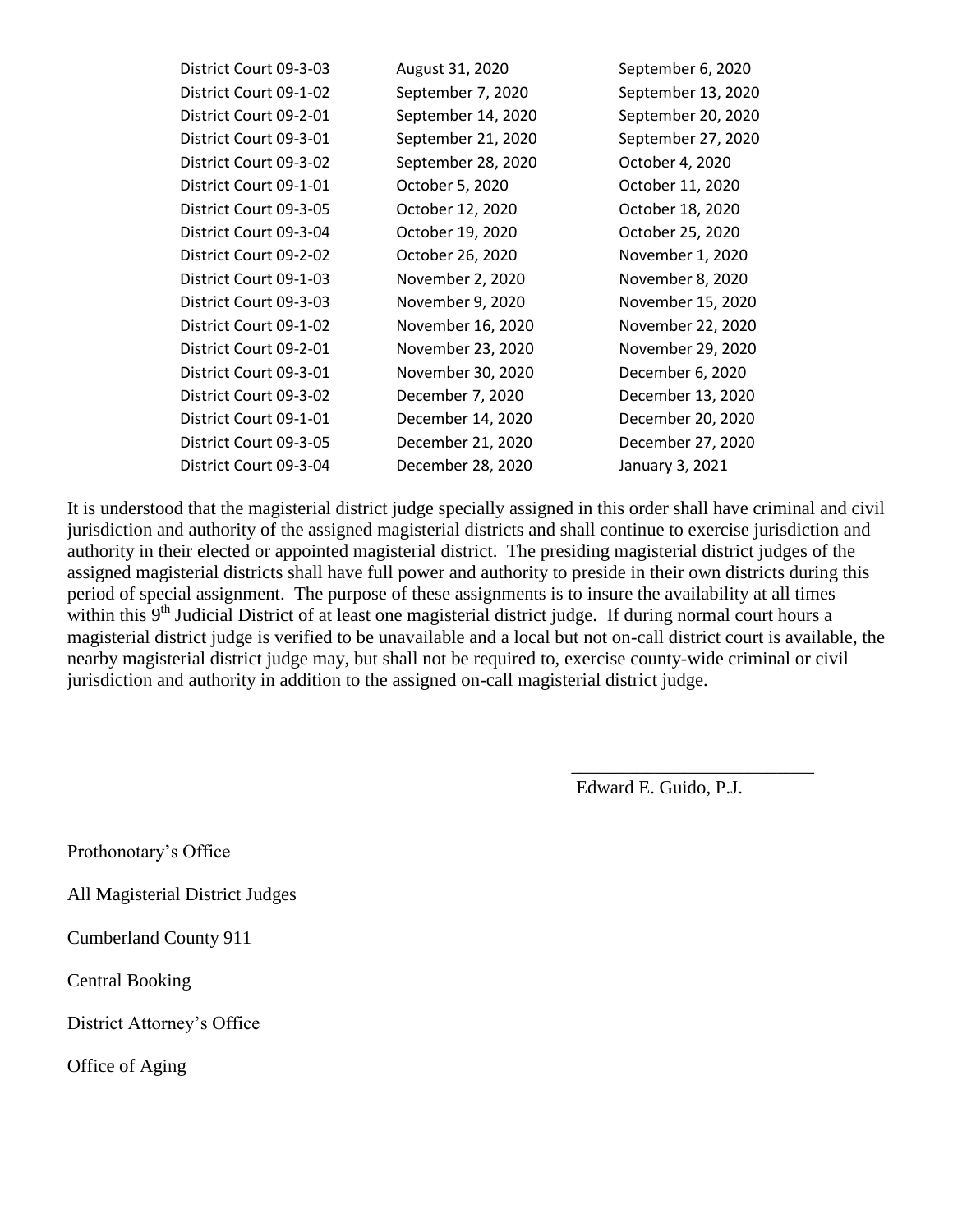| | | |
|---|---|---|
| District Court 09-3-03 | August 31, 2020 | September 6, 2020 |
| District Court 09-1-02 | September 7, 2020 | September 13, 2020 |
| District Court 09-2-01 | September 14, 2020 | September 20, 2020 |
| District Court 09-3-01 | September 21, 2020 | September 27, 2020 |
| District Court 09-3-02 | September 28, 2020 | October 4, 2020 |
| District Court 09-1-01 | October 5, 2020 | October 11, 2020 |
| District Court 09-3-05 | October 12, 2020 | October 18, 2020 |
| District Court 09-3-04 | October 19, 2020 | October 25, 2020 |
| District Court 09-2-02 | October 26, 2020 | November 1, 2020 |
| District Court 09-1-03 | November 2, 2020 | November 8, 2020 |
| District Court 09-3-03 | November 9, 2020 | November 15, 2020 |
| District Court 09-1-02 | November 16, 2020 | November 22, 2020 |
| District Court 09-2-01 | November 23, 2020 | November 29, 2020 |
| District Court 09-3-01 | November 30, 2020 | December 6, 2020 |
| District Court 09-3-02 | December 7, 2020 | December 13, 2020 |
| District Court 09-1-01 | December 14, 2020 | December 20, 2020 |
| District Court 09-3-05 | December 21, 2020 | December 27, 2020 |
| District Court 09-3-04 | December 28, 2020 | January 3, 2021 |

It is understood that the magisterial district judge specially assigned in this order shall have criminal and civil jurisdiction and authority of the assigned magisterial districts and shall continue to exercise jurisdiction and authority in their elected or appointed magisterial district. The presiding magisterial district judges of the assigned magisterial districts shall have full power and authority to preside in their own districts during this period of special assignment. The purpose of these assignments is to insure the availability at all times within this 9th Judicial District of at least one magisterial district judge. If during normal court hours a magisterial district judge is verified to be unavailable and a local but not on-call district court is available, the nearby magisterial district judge may, but shall not be required to, exercise county-wide criminal or civil jurisdiction and authority in addition to the assigned on-call magisterial district judge.

\_\_\_\_\_\_\_\_\_\_\_\_\_\_\_\_\_\_\_\_\_\_\_\_\_\_\_

Edward E. Guido, P.J.

Prothonotary's Office

All Magisterial District Judges

Cumberland County 911

Central Booking

District Attorney's Office

Office of Aging